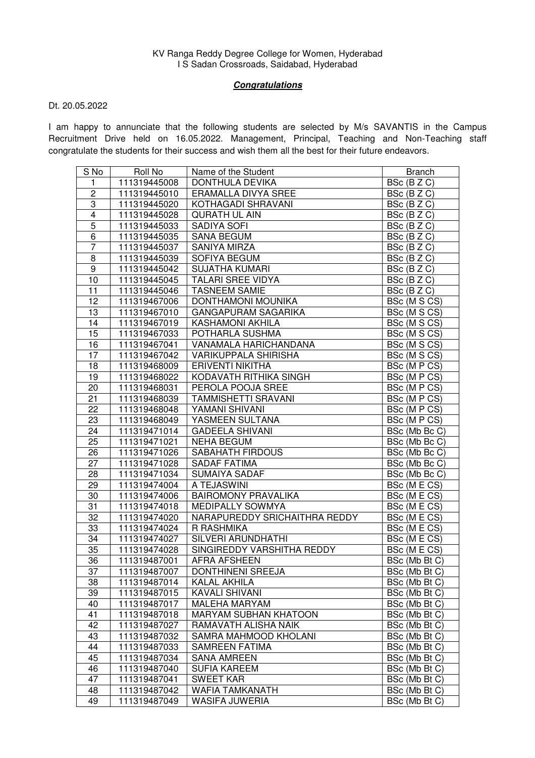KV Ranga Reddy Degree College for Women, Hyderabad
I S Sadan Crossroads, Saidabad, Hyderabad

***Congratulations***

Dt. 20.05.2022

I am happy to annunciate that the following students are selected by M/s SAVANTIS in the Campus Recruitment Drive held on 16.05.2022. Management, Principal, Teaching and Non-Teaching staff congratulate the students for their success and wish them all the best for their future endeavors.

| S No | Roll No | Name of the Student | Branch |
|---|---|---|---|
| 1 | 111319445008 | DONTHULA DEVIKA | BSc (B Z C) |
| 2 | 111319445010 | ERAMALLA DIVYA SREE | BSc (B Z C) |
| 3 | 111319445020 | KOTHAGADI SHRAVANI | BSc (B Z C) |
| 4 | 111319445028 | QURATH UL AIN | BSc (B Z C) |
| 5 | 111319445033 | SADIYA SOFI | BSc (B Z C) |
| 6 | 111319445035 | SANA BEGUM | BSc (B Z C) |
| 7 | 111319445037 | SANIYA MIRZA | BSc (B Z C) |
| 8 | 111319445039 | SOFIYA BEGUM | BSc (B Z C) |
| 9 | 111319445042 | SUJATHA KUMARI | BSc (B Z C) |
| 10 | 111319445045 | TALARI SREE VIDYA | BSc (B Z C) |
| 11 | 111319445046 | TASNEEM SAMIE | BSc (B Z C) |
| 12 | 111319467006 | DONTHAMONI MOUNIKA | BSc (M S CS) |
| 13 | 111319467010 | GANGAPURAM SAGARIKA | BSc (M S CS) |
| 14 | 111319467019 | KASHAMONI AKHILA | BSc (M S CS) |
| 15 | 111319467033 | POTHARLA SUSHMA | BSc (M S CS) |
| 16 | 111319467041 | VANAMALA HARICHANDANA | BSc (M S CS) |
| 17 | 111319467042 | VARIKUPPALA SHIRISHA | BSc (M S CS) |
| 18 | 111319468009 | ERIVENTI NIKITHA | BSc (M P CS) |
| 19 | 111319468022 | KODAVATH RITHIKA SINGH | BSc (M P CS) |
| 20 | 111319468031 | PEROLA POOJA SREE | BSc (M P CS) |
| 21 | 111319468039 | TAMMISHETTI SRAVANI | BSc (M P CS) |
| 22 | 111319468048 | YAMANI SHIVANI | BSc (M P CS) |
| 23 | 111319468049 | YASMEEN SULTANA | BSc (M P CS) |
| 24 | 111319471014 | GADEELA SHIVANI | BSc (Mb Bc C) |
| 25 | 111319471021 | NEHA BEGUM | BSc (Mb Bc C) |
| 26 | 111319471026 | SABAHATH FIRDOUS | BSc (Mb Bc C) |
| 27 | 111319471028 | SADAF FATIMA | BSc (Mb Bc C) |
| 28 | 111319471034 | SUMAIYA SADAF | BSc (Mb Bc C) |
| 29 | 111319474004 | A TEJASWINI | BSc (M E CS) |
| 30 | 111319474006 | BAIROMONY PRAVALIKA | BSc (M E CS) |
| 31 | 111319474018 | MEDIPALLY SOWMYA | BSc (M E CS) |
| 32 | 111319474020 | NARAPUREDDY SRICHAITHRA REDDY | BSc (M E CS) |
| 33 | 111319474024 | R RASHMIKA | BSc (M E CS) |
| 34 | 111319474027 | SILVERI ARUNDHATHI | BSc (M E CS) |
| 35 | 111319474028 | SINGIREDDY VARSHITHA REDDY | BSc (M E CS) |
| 36 | 111319487001 | AFRA AFSHEEN | BSc (Mb Bt C) |
| 37 | 111319487007 | DONTHINENI SREEJA | BSc (Mb Bt C) |
| 38 | 111319487014 | KALAL AKHILA | BSc (Mb Bt C) |
| 39 | 111319487015 | KAVALI SHIVANI | BSc (Mb Bt C) |
| 40 | 111319487017 | MALEHA MARYAM | BSc (Mb Bt C) |
| 41 | 111319487018 | MARYAM SUBHAN KHATOON | BSc (Mb Bt C) |
| 42 | 111319487027 | RAMAVATH ALISHA NAIK | BSc (Mb Bt C) |
| 43 | 111319487032 | SAMRA MAHMOOD KHOLANI | BSc (Mb Bt C) |
| 44 | 111319487033 | SAMREEN FATIMA | BSc (Mb Bt C) |
| 45 | 111319487034 | SANA AMREEN | BSc (Mb Bt C) |
| 46 | 111319487040 | SUFIA KAREEM | BSc (Mb Bt C) |
| 47 | 111319487041 | SWEET KAR | BSc (Mb Bt C) |
| 48 | 111319487042 | WAFIA TAMKANATH | BSc (Mb Bt C) |
| 49 | 111319487049 | WASIFA JUWERIA | BSc (Mb Bt C) |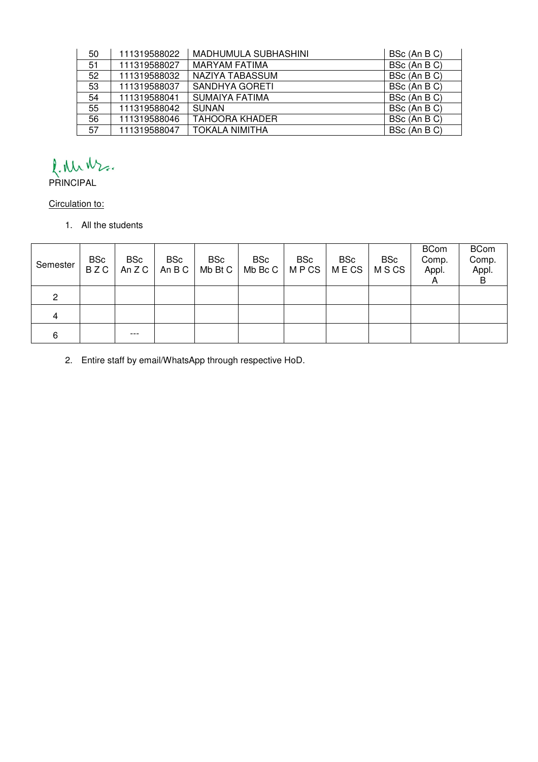| | | | |
|---|---|---|---|
| 50 | 111319588022 | MADHUMULA SUBHASHINI | BSc (An B C) |
| 51 | 111319588027 | MARYAM FATIMA | BSc (An B C) |
| 52 | 111319588032 | NAZIYA TABASSUM | BSc (An B C) |
| 53 | 111319588037 | SANDHYA GORETI | BSc (An B C) |
| 54 | 111319588041 | SUMAIYA FATIMA | BSc (An B C) |
| 55 | 111319588042 | SUNAN | BSc (An B C) |
| 56 | 111319588046 | TAHOORA KHADER | BSc (An B C) |
| 57 | 111319588047 | TOKALA NIMITHA | BSc (An B C) |

PRINCIPAL

Circulation to:

1. All the students

| Semester | BSc B Z C | BSc An Z C | BSc An B C | BSc Mb Bt C | BSc Mb Bc C | BSc M P CS | BSc M E CS | BSc M S CS | BCom Comp. Appl. A | BCom Comp. Appl. B |
|---|---|---|---|---|---|---|---|---|---|---|
| 2 | | | | | | | | | | |
| 4 | | | | | | | | | | |
| 6 | | --- | | | | | | | | |

2. Entire staff by email/WhatsApp through respective HoD.